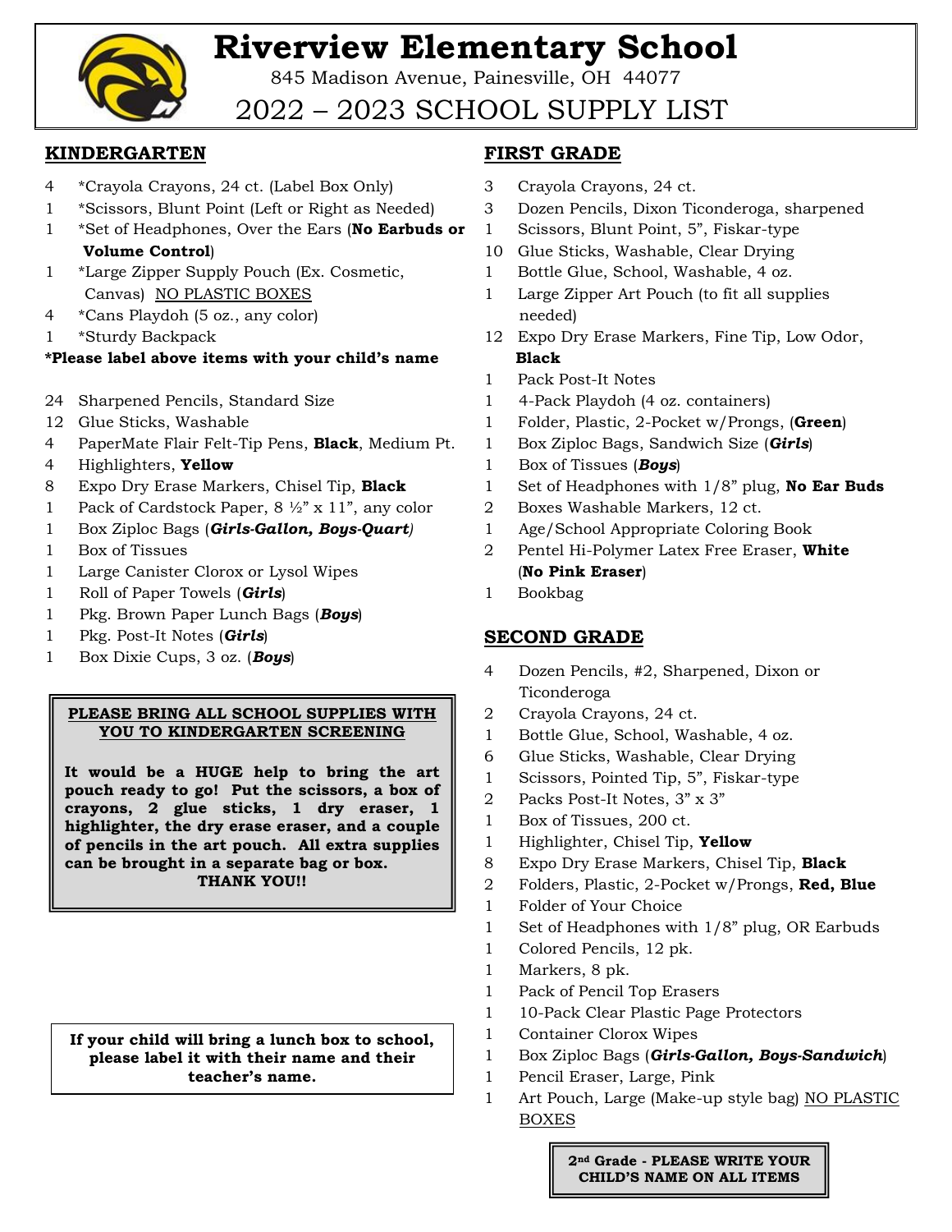# Riverview Elementary School

845 Madison Avenue, Painesville, OH 44077

## 2022 – 2023 SCHOOL SUPPLY LIST

### KINDERGARTEN

- 4 *Crayola Crayons, 24 ct. (Label Box Only)
- 1 *Scissors, Blunt Point (Left or Right as Needed)
- 1 *Set of Headphones, Over the Ears (**No Earbuds or Volume Control**)
- 1 *Large Zipper Supply Pouch (Ex. Cosmetic, Canvas) NO PLASTIC BOXES
- 4 *Cans Playdoh (5 oz., any color)
- 1 *Sturdy Backpack

***Please label above items with your child's name**

- 24 Sharpened Pencils, Standard Size
- 12 Glue Sticks, Washable
- 4 PaperMate Flair Felt-Tip Pens, **Black**, Medium Pt.
- 4 Highlighters, **Yellow**
- 8 Expo Dry Erase Markers, Chisel Tip, **Black**
- 1 Pack of Cardstock Paper, 8 ½" x 11", any color
- 1 Box Ziploc Bags (***Girls-Gallon, Boys-Quart***)
- 1 Box of Tissues
- 1 Large Canister Clorox or Lysol Wipes
- 1 Roll of Paper Towels (***Girls***)
- 1 Pkg. Brown Paper Lunch Bags (***Boys***)
- 1 Pkg. Post-It Notes (***Girls***)
- 1 Box Dixie Cups, 3 oz. (***Boys***)

**PLEASE BRING ALL SCHOOL SUPPLIES WITH YOU TO KINDERGARTEN SCREENING**

**It would be a HUGE help to bring the art pouch ready to go! Put the scissors, a box of crayons, 2 glue sticks, 1 dry eraser, 1 highlighter, the dry erase eraser, and a couple of pencils in the art pouch. All extra supplies can be brought in a separate bag or box. THANK YOU!!**

**If your child will bring a lunch box to school, please label it with their name and their teacher's name.**

### FIRST GRADE

- 3 Crayola Crayons, 24 ct.
- 3 Dozen Pencils, Dixon Ticonderoga, sharpened
- 1 Scissors, Blunt Point, 5", Fiskar-type
- 10 Glue Sticks, Washable, Clear Drying
- 1 Bottle Glue, School, Washable, 4 oz.
- 1 Large Zipper Art Pouch (to fit all supplies needed)
- 12 Expo Dry Erase Markers, Fine Tip, Low Odor, **Black**
- 1 Pack Post-It Notes
- 1 4-Pack Playdoh (4 oz. containers)
- 1 Folder, Plastic, 2-Pocket w/Prongs, (**Green**)
- 1 Box Ziploc Bags, Sandwich Size (***Girls***)
- 1 Box of Tissues (***Boys***)
- 1 Set of Headphones with 1/8" plug, **No Ear Buds**
- 2 Boxes Washable Markers, 12 ct.
- 1 Age/School Appropriate Coloring Book
- 2 Pentel Hi-Polymer Latex Free Eraser, **White** (**No Pink Eraser**)
- 1 Bookbag

### SECOND GRADE

- 4 Dozen Pencils, #2, Sharpened, Dixon or Ticonderoga
- 2 Crayola Crayons, 24 ct.
- 1 Bottle Glue, School, Washable, 4 oz.
- 6 Glue Sticks, Washable, Clear Drying
- 1 Scissors, Pointed Tip, 5", Fiskar-type
- 2 Packs Post-It Notes, 3" x 3"
- 1 Box of Tissues, 200 ct.
- 1 Highlighter, Chisel Tip, **Yellow**
- 8 Expo Dry Erase Markers, Chisel Tip, **Black**
- 2 Folders, Plastic, 2-Pocket w/Prongs, **Red, Blue**
- 1 Folder of Your Choice
- 1 Set of Headphones with 1/8" plug, OR Earbuds
- 1 Colored Pencils, 12 pk.
- 1 Markers, 8 pk.
- 1 Pack of Pencil Top Erasers
- 1 10-Pack Clear Plastic Page Protectors
- 1 Container Clorox Wipes
- 1 Box Ziploc Bags (***Girls-Gallon, Boys-Sandwich***)
- 1 Pencil Eraser, Large, Pink
- 1 Art Pouch, Large (Make-up style bag) NO PLASTIC BOXES

**2nd Grade - PLEASE WRITE YOUR CHILD'S NAME ON ALL ITEMS**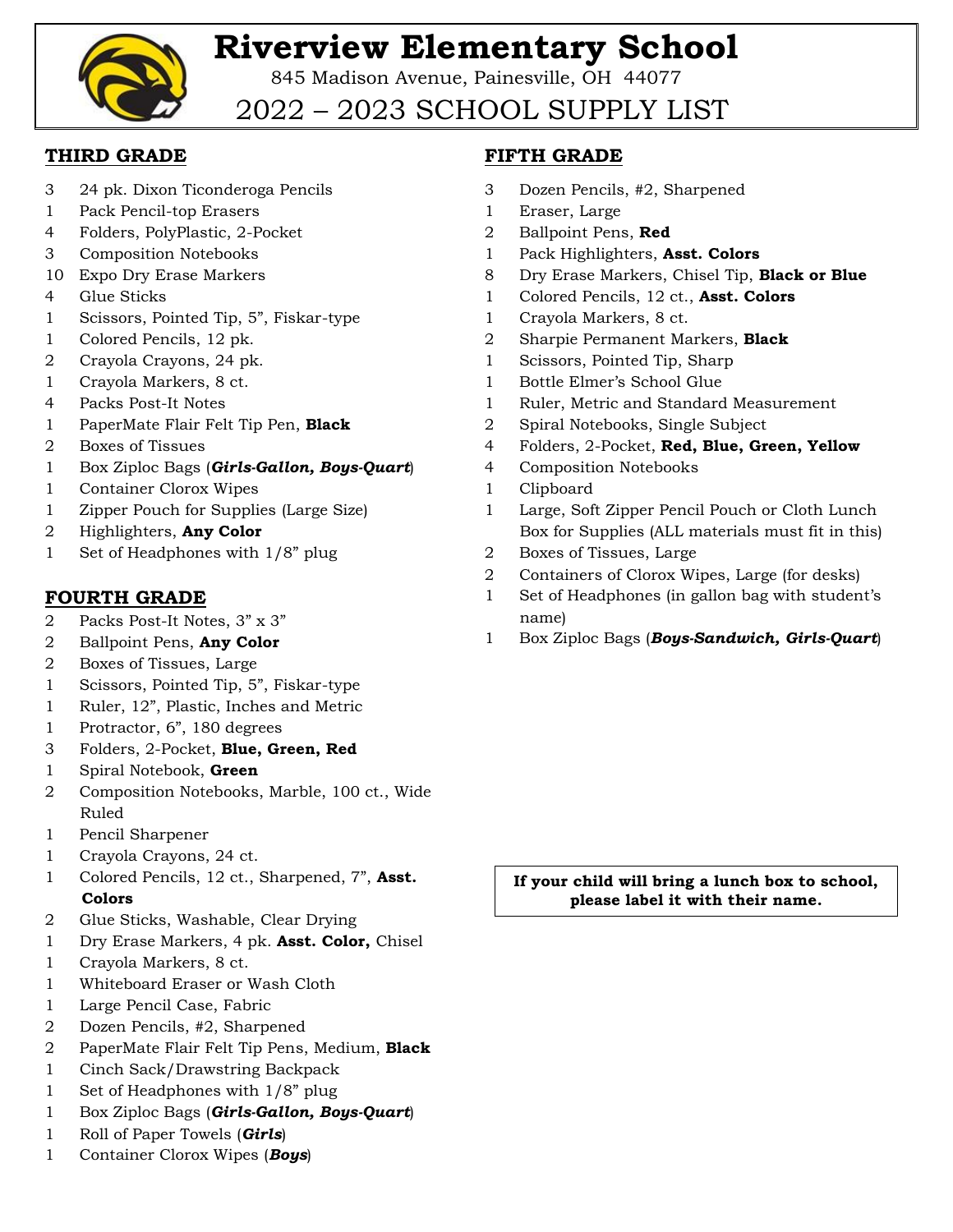# Riverview Elementary School

845 Madison Avenue, Painesville, OH 44077

## 2022 – 2023 SCHOOL SUPPLY LIST

### THIRD GRADE

- 3 24 pk. Dixon Ticonderoga Pencils
- 1 Pack Pencil-top Erasers
- 4 Folders, PolyPlastic, 2-Pocket
- 3 Composition Notebooks
- 10 Expo Dry Erase Markers
- 4 Glue Sticks
- 1 Scissors, Pointed Tip, 5", Fiskar-type
- 1 Colored Pencils, 12 pk.
- 2 Crayola Crayons, 24 pk.
- 1 Crayola Markers, 8 ct.
- 4 Packs Post-It Notes
- 1 PaperMate Flair Felt Tip Pen, **Black**
- 2 Boxes of Tissues
- 1 Box Ziploc Bags (***Girls-Gallon, Boys-Quart***)
- 1 Container Clorox Wipes
- 1 Zipper Pouch for Supplies (Large Size)
- 2 Highlighters, **Any Color**
- 1 Set of Headphones with 1/8" plug

### FOURTH GRADE

- 2 Packs Post-It Notes, 3" x 3"
- 2 Ballpoint Pens, **Any Color**
- 2 Boxes of Tissues, Large
- 1 Scissors, Pointed Tip, 5", Fiskar-type
- 1 Ruler, 12", Plastic, Inches and Metric
- 1 Protractor, 6", 180 degrees
- 3 Folders, 2-Pocket, **Blue, Green, Red**
- 1 Spiral Notebook, **Green**
- 2 Composition Notebooks, Marble, 100 ct., Wide Ruled
- 1 Pencil Sharpener
- 1 Crayola Crayons, 24 ct.
- 1 Colored Pencils, 12 ct., Sharpened, 7", **Asst. Colors**
- 2 Glue Sticks, Washable, Clear Drying
- 1 Dry Erase Markers, 4 pk. **Asst. Color,** Chisel
- 1 Crayola Markers, 8 ct.
- 1 Whiteboard Eraser or Wash Cloth
- 1 Large Pencil Case, Fabric
- 2 Dozen Pencils, #2, Sharpened
- 2 PaperMate Flair Felt Tip Pens, Medium, **Black**
- 1 Cinch Sack/Drawstring Backpack
- 1 Set of Headphones with 1/8" plug
- 1 Box Ziploc Bags (***Girls-Gallon, Boys-Quart***)
- 1 Roll of Paper Towels (***Girls***)
- 1 Container Clorox Wipes (***Boys***)

### FIFTH GRADE

- 3 Dozen Pencils, #2, Sharpened
- 1 Eraser, Large
- 2 Ballpoint Pens, **Red**
- 1 Pack Highlighters, **Asst. Colors**
- 8 Dry Erase Markers, Chisel Tip, **Black or Blue**
- 1 Colored Pencils, 12 ct., **Asst. Colors**
- 1 Crayola Markers, 8 ct.
- 2 Sharpie Permanent Markers, **Black**
- 1 Scissors, Pointed Tip, Sharp
- 1 Bottle Elmer's School Glue
- 1 Ruler, Metric and Standard Measurement
- 2 Spiral Notebooks, Single Subject
- 4 Folders, 2-Pocket, **Red, Blue, Green, Yellow**
- 4 Composition Notebooks
- 1 Clipboard
- 1 Large, Soft Zipper Pencil Pouch or Cloth Lunch Box for Supplies (ALL materials must fit in this)
- 2 Boxes of Tissues, Large
- 2 Containers of Clorox Wipes, Large (for desks)
- 1 Set of Headphones (in gallon bag with student's name)
- 1 Box Ziploc Bags (***Boys-Sandwich, Girls-Quart***)

**If your child will bring a lunch box to school, please label it with their name.**